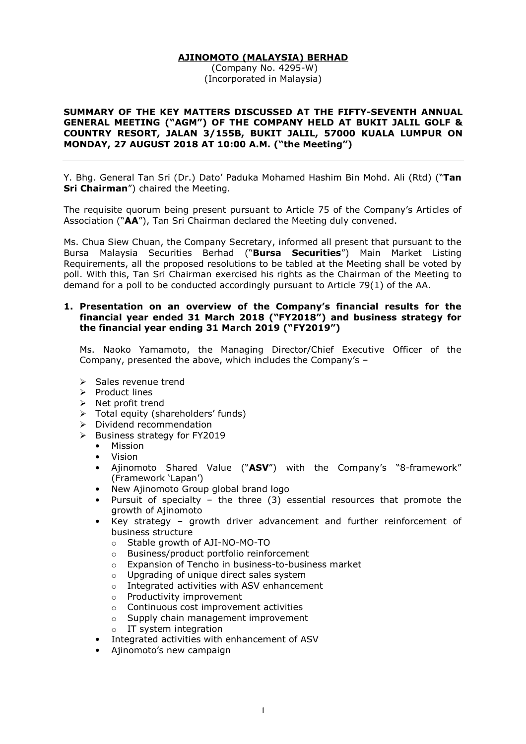**AJINOMOTO (MALAYSIA) BERHAD**
(Company No. 4295-W)
(Incorporated in Malaysia)

**SUMMARY OF THE KEY MATTERS DISCUSSED AT THE FIFTY-SEVENTH ANNUAL GENERAL MEETING ("AGM") OF THE COMPANY HELD AT BUKIT JALIL GOLF & COUNTRY RESORT, JALAN 3/155B, BUKIT JALIL, 57000 KUALA LUMPUR ON MONDAY, 27 AUGUST 2018 AT 10:00 A.M. ("the Meeting")**

---

Y. Bhg. General Tan Sri (Dr.) Dato' Paduka Mohamed Hashim Bin Mohd. Ali (Rtd) ("**Tan Sri Chairman**") chaired the Meeting.

The requisite quorum being present pursuant to Article 75 of the Company's Articles of Association ("**AA**"), Tan Sri Chairman declared the Meeting duly convened.

Ms. Chua Siew Chuan, the Company Secretary, informed all present that pursuant to the Bursa Malaysia Securities Berhad ("**Bursa Securities**") Main Market Listing Requirements, all the proposed resolutions to be tabled at the Meeting shall be voted by poll. With this, Tan Sri Chairman exercised his rights as the Chairman of the Meeting to demand for a poll to be conducted accordingly pursuant to Article 79(1) of the AA.

**1. Presentation on an overview of the Company's financial results for the financial year ended 31 March 2018 ("FY2018") and business strategy for the financial year ending 31 March 2019 ("FY2019")**

Ms. Naoko Yamamoto, the Managing Director/Chief Executive Officer of the Company, presented the above, which includes the Company's –

- Sales revenue trend
- Product lines
- Net profit trend
- Total equity (shareholders' funds)
- Dividend recommendation
- Business strategy for FY2019
  - Mission
  - Vision
  - Ajinomoto Shared Value ("**ASV**") with the Company's "8-framework" (Framework 'Lapan')
  - New Ajinomoto Group global brand logo
  - Pursuit of specialty – the three (3) essential resources that promote the growth of Ajinomoto
  - Key strategy – growth driver advancement and further reinforcement of business structure
    - Stable growth of AJI-NO-MO-TO
    - Business/product portfolio reinforcement
    - Expansion of Tencho in business-to-business market
    - Upgrading of unique direct sales system
    - Integrated activities with ASV enhancement
    - Productivity improvement
    - Continuous cost improvement activities
    - Supply chain management improvement
    - IT system integration
  - Integrated activities with enhancement of ASV
  - Ajinomoto's new campaign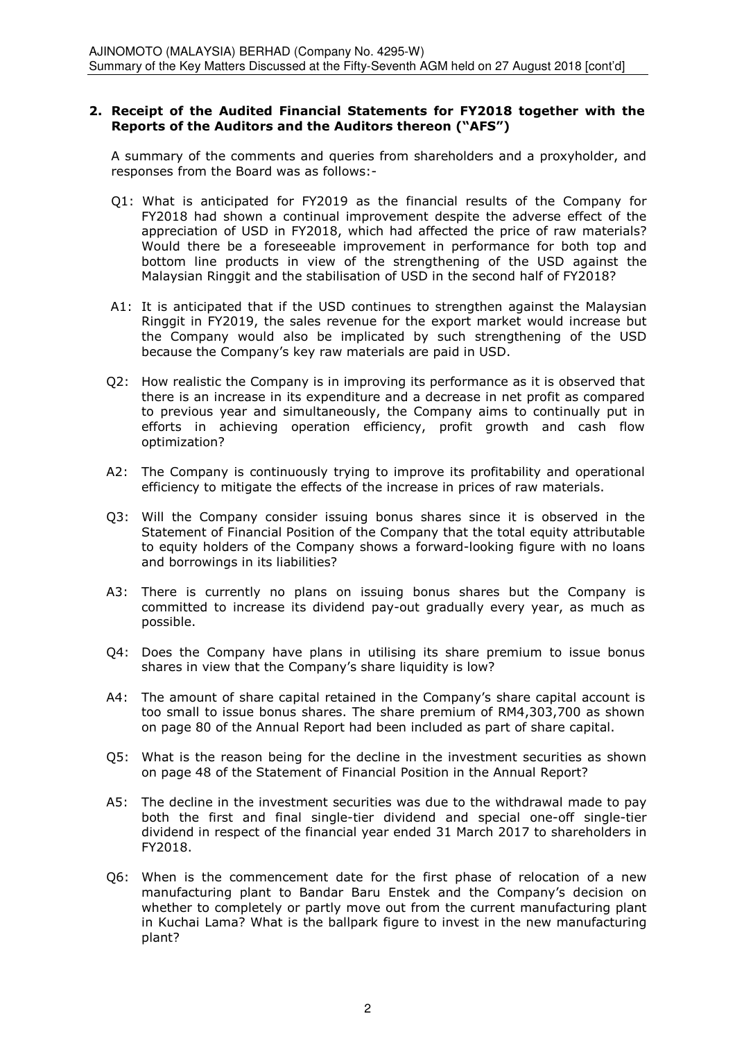## 2. Receipt of the Audited Financial Statements for FY2018 together with the Reports of the Auditors and the Auditors thereon ("AFS")

A summary of the comments and queries from shareholders and a proxyholder, and responses from the Board was as follows:-

Q1: What is anticipated for FY2019 as the financial results of the Company for FY2018 had shown a continual improvement despite the adverse effect of the appreciation of USD in FY2018, which had affected the price of raw materials? Would there be a foreseeable improvement in performance for both top and bottom line products in view of the strengthening of the USD against the Malaysian Ringgit and the stabilisation of USD in the second half of FY2018?

A1: It is anticipated that if the USD continues to strengthen against the Malaysian Ringgit in FY2019, the sales revenue for the export market would increase but the Company would also be implicated by such strengthening of the USD because the Company's key raw materials are paid in USD.

Q2: How realistic the Company is in improving its performance as it is observed that there is an increase in its expenditure and a decrease in net profit as compared to previous year and simultaneously, the Company aims to continually put in efforts in achieving operation efficiency, profit growth and cash flow optimization?

A2: The Company is continuously trying to improve its profitability and operational efficiency to mitigate the effects of the increase in prices of raw materials.

Q3: Will the Company consider issuing bonus shares since it is observed in the Statement of Financial Position of the Company that the total equity attributable to equity holders of the Company shows a forward-looking figure with no loans and borrowings in its liabilities?

A3: There is currently no plans on issuing bonus shares but the Company is committed to increase its dividend pay-out gradually every year, as much as possible.

Q4: Does the Company have plans in utilising its share premium to issue bonus shares in view that the Company's share liquidity is low?

A4: The amount of share capital retained in the Company's share capital account is too small to issue bonus shares. The share premium of RM4,303,700 as shown on page 80 of the Annual Report had been included as part of share capital.

Q5: What is the reason being for the decline in the investment securities as shown on page 48 of the Statement of Financial Position in the Annual Report?

A5: The decline in the investment securities was due to the withdrawal made to pay both the first and final single-tier dividend and special one-off single-tier dividend in respect of the financial year ended 31 March 2017 to shareholders in FY2018.

Q6: When is the commencement date for the first phase of relocation of a new manufacturing plant to Bandar Baru Enstek and the Company's decision on whether to completely or partly move out from the current manufacturing plant in Kuchai Lama? What is the ballpark figure to invest in the new manufacturing plant?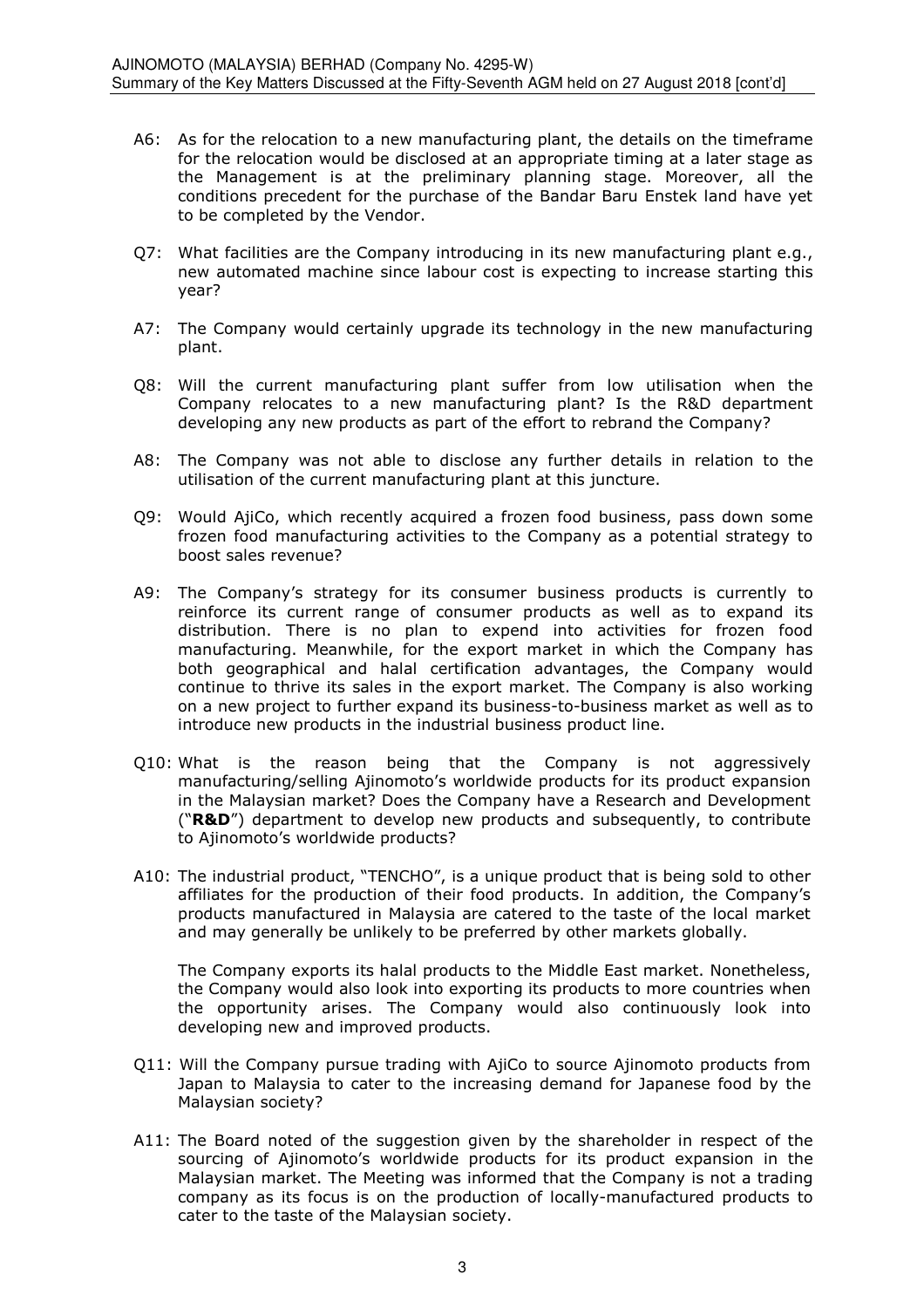A6: As for the relocation to a new manufacturing plant, the details on the timeframe for the relocation would be disclosed at an appropriate timing at a later stage as the Management is at the preliminary planning stage. Moreover, all the conditions precedent for the purchase of the Bandar Baru Enstek land have yet to be completed by the Vendor.

Q7: What facilities are the Company introducing in its new manufacturing plant e.g., new automated machine since labour cost is expecting to increase starting this year?

A7: The Company would certainly upgrade its technology in the new manufacturing plant.

Q8: Will the current manufacturing plant suffer from low utilisation when the Company relocates to a new manufacturing plant? Is the R&D department developing any new products as part of the effort to rebrand the Company?

A8: The Company was not able to disclose any further details in relation to the utilisation of the current manufacturing plant at this juncture.

Q9: Would AjiCo, which recently acquired a frozen food business, pass down some frozen food manufacturing activities to the Company as a potential strategy to boost sales revenue?

A9: The Company's strategy for its consumer business products is currently to reinforce its current range of consumer products as well as to expand its distribution. There is no plan to expend into activities for frozen food manufacturing. Meanwhile, for the export market in which the Company has both geographical and halal certification advantages, the Company would continue to thrive its sales in the export market. The Company is also working on a new project to further expand its business-to-business market as well as to introduce new products in the industrial business product line.

Q10: What is the reason being that the Company is not aggressively manufacturing/selling Ajinomoto's worldwide products for its product expansion in the Malaysian market? Does the Company have a Research and Development ("**R&D**") department to develop new products and subsequently, to contribute to Ajinomoto's worldwide products?

A10: The industrial product, "TENCHO", is a unique product that is being sold to other affiliates for the production of their food products. In addition, the Company's products manufactured in Malaysia are catered to the taste of the local market and may generally be unlikely to be preferred by other markets globally.

The Company exports its halal products to the Middle East market. Nonetheless, the Company would also look into exporting its products to more countries when the opportunity arises. The Company would also continuously look into developing new and improved products.

Q11: Will the Company pursue trading with AjiCo to source Ajinomoto products from Japan to Malaysia to cater to the increasing demand for Japanese food by the Malaysian society?

A11: The Board noted of the suggestion given by the shareholder in respect of the sourcing of Ajinomoto's worldwide products for its product expansion in the Malaysian market. The Meeting was informed that the Company is not a trading company as its focus is on the production of locally-manufactured products to cater to the taste of the Malaysian society.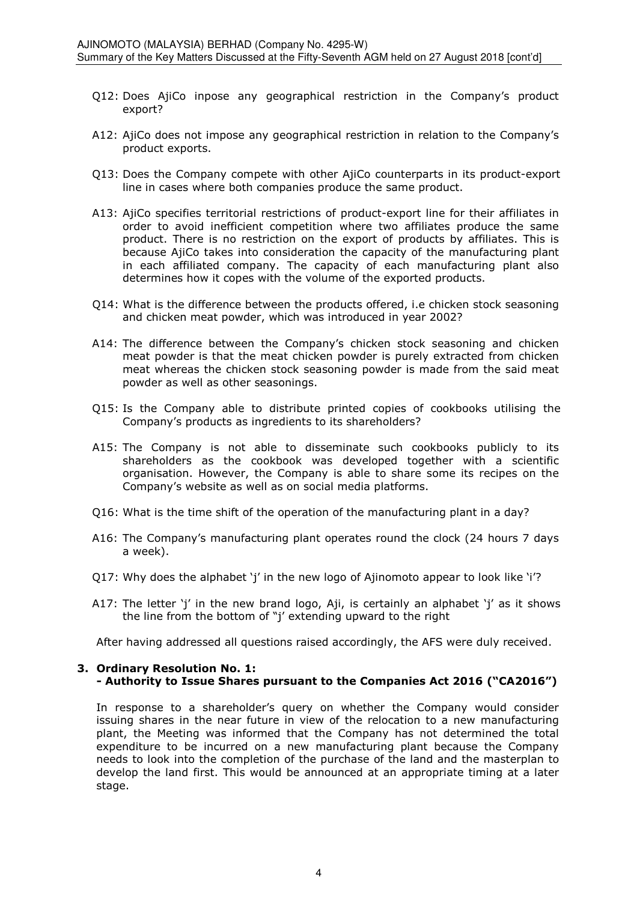Q12: Does AjiCo inpose any geographical restriction in the Company's product export?

A12: AjiCo does not impose any geographical restriction in relation to the Company's product exports.

Q13: Does the Company compete with other AjiCo counterparts in its product-export line in cases where both companies produce the same product.

A13: AjiCo specifies territorial restrictions of product-export line for their affiliates in order to avoid inefficient competition where two affiliates produce the same product. There is no restriction on the export of products by affiliates. This is because AjiCo takes into consideration the capacity of the manufacturing plant in each affiliated company. The capacity of each manufacturing plant also determines how it copes with the volume of the exported products.

Q14: What is the difference between the products offered, i.e chicken stock seasoning and chicken meat powder, which was introduced in year 2002?

A14: The difference between the Company's chicken stock seasoning and chicken meat powder is that the meat chicken powder is purely extracted from chicken meat whereas the chicken stock seasoning powder is made from the said meat powder as well as other seasonings.

Q15: Is the Company able to distribute printed copies of cookbooks utilising the Company's products as ingredients to its shareholders?

A15: The Company is not able to disseminate such cookbooks publicly to its shareholders as the cookbook was developed together with a scientific organisation. However, the Company is able to share some its recipes on the Company's website as well as on social media platforms.

Q16: What is the time shift of the operation of the manufacturing plant in a day?

A16: The Company's manufacturing plant operates round the clock (24 hours 7 days a week).

Q17: Why does the alphabet 'j' in the new logo of Ajinomoto appear to look like 'i'?

A17: The letter 'j' in the new brand logo, Aji, is certainly an alphabet 'j' as it shows the line from the bottom of "j' extending upward to the right

After having addressed all questions raised accordingly, the AFS were duly received.

**3. Ordinary Resolution No. 1:**
**- Authority to Issue Shares pursuant to the Companies Act 2016 ("CA2016")**

In response to a shareholder's query on whether the Company would consider issuing shares in the near future in view of the relocation to a new manufacturing plant, the Meeting was informed that the Company has not determined the total expenditure to be incurred on a new manufacturing plant because the Company needs to look into the completion of the purchase of the land and the masterplan to develop the land first. This would be announced at an appropriate timing at a later stage.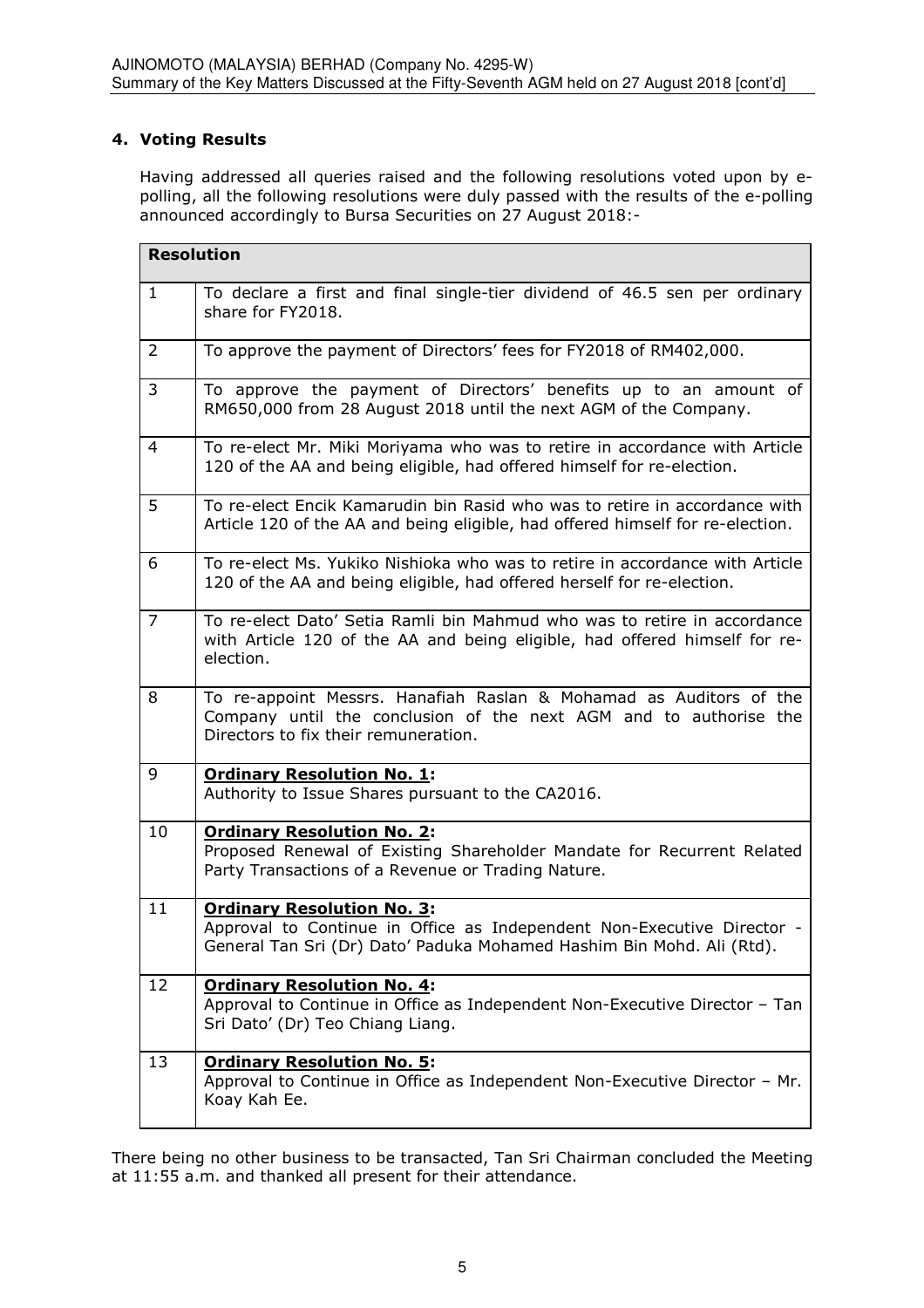## 4. Voting Results

Having addressed all queries raised and the following resolutions voted upon by e-polling, all the following resolutions were duly passed with the results of the e-polling announced accordingly to Bursa Securities on 27 August 2018:-

| **Resolution** | |
|---|---|
| 1 | To declare a first and final single-tier dividend of 46.5 sen per ordinary share for FY2018. |
| 2 | To approve the payment of Directors' fees for FY2018 of RM402,000. |
| 3 | To approve the payment of Directors' benefits up to an amount of RM650,000 from 28 August 2018 until the next AGM of the Company. |
| 4 | To re-elect Mr. Miki Moriyama who was to retire in accordance with Article 120 of the AA and being eligible, had offered himself for re-election. |
| 5 | To re-elect Encik Kamarudin bin Rasid who was to retire in accordance with Article 120 of the AA and being eligible, had offered himself for re-election. |
| 6 | To re-elect Ms. Yukiko Nishioka who was to retire in accordance with Article 120 of the AA and being eligible, had offered herself for re-election. |
| 7 | To re-elect Dato' Setia Ramli bin Mahmud who was to retire in accordance with Article 120 of the AA and being eligible, had offered himself for re-election. |
| 8 | To re-appoint Messrs. Hanafiah Raslan & Mohamad as Auditors of the Company until the conclusion of the next AGM and to authorise the Directors to fix their remuneration. |
| 9 | **Ordinary Resolution No. 1:** Authority to Issue Shares pursuant to the CA2016. |
| 10 | **Ordinary Resolution No. 2:** Proposed Renewal of Existing Shareholder Mandate for Recurrent Related Party Transactions of a Revenue or Trading Nature. |
| 11 | **Ordinary Resolution No. 3:** Approval to Continue in Office as Independent Non-Executive Director - General Tan Sri (Dr) Dato' Paduka Mohamed Hashim Bin Mohd. Ali (Rtd). |
| 12 | **Ordinary Resolution No. 4:** Approval to Continue in Office as Independent Non-Executive Director – Tan Sri Dato' (Dr) Teo Chiang Liang. |
| 13 | **Ordinary Resolution No. 5:** Approval to Continue in Office as Independent Non-Executive Director – Mr. Koay Kah Ee. |

There being no other business to be transacted, Tan Sri Chairman concluded the Meeting at 11:55 a.m. and thanked all present for their attendance.